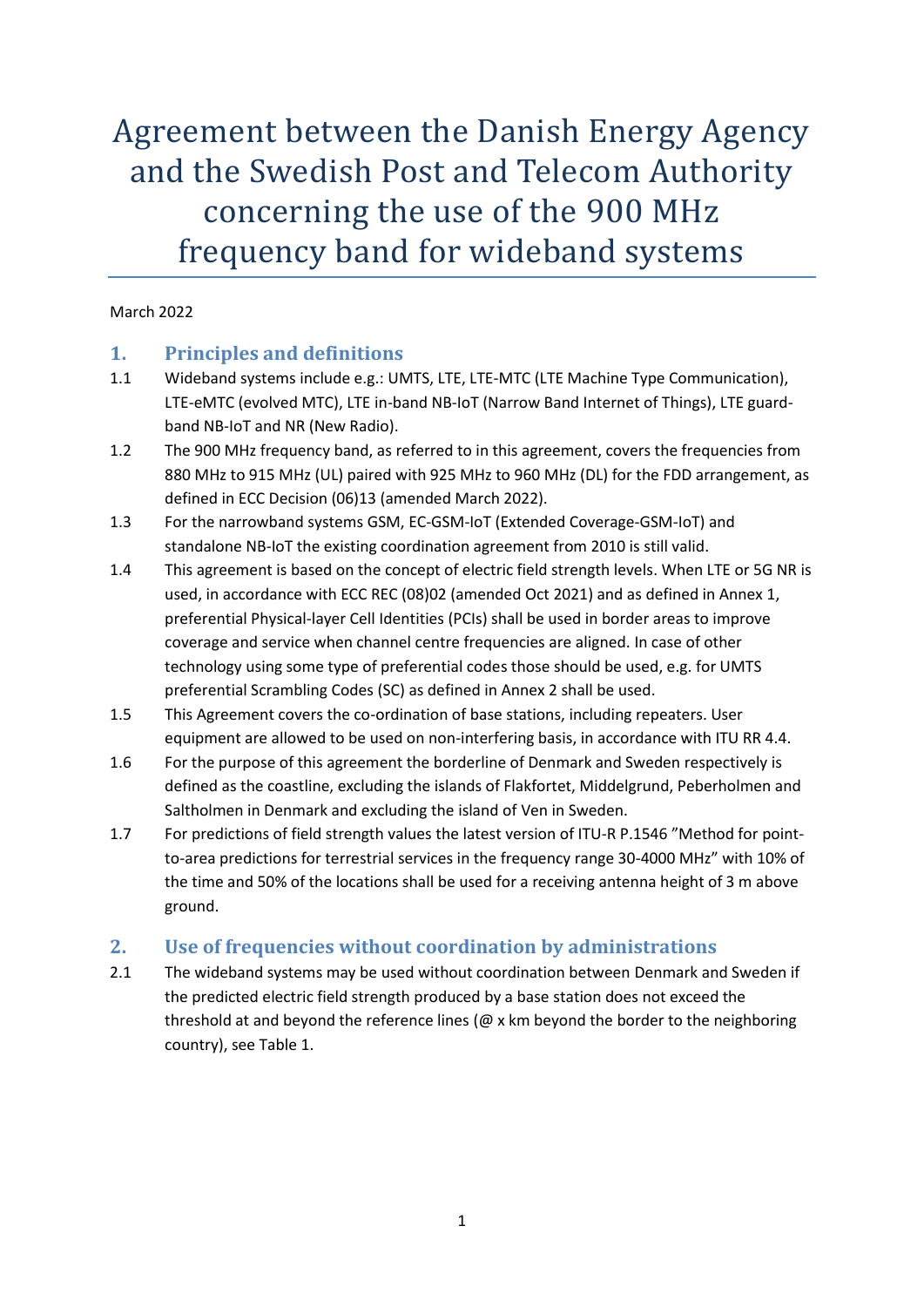# Agreement between the Danish Energy Agency and the Swedish Post and Telecom Authority concerning the use of the 900 MHz frequency band for wideband systems

March 2022

## 1. Principles and definitions

1.1 Wideband systems include e.g.: UMTS, LTE, LTE-MTC (LTE Machine Type Communication), LTE-eMTC (evolved MTC), LTE in-band NB-IoT (Narrow Band Internet of Things), LTE guard-band NB-IoT and NR (New Radio).

1.2 The 900 MHz frequency band, as referred to in this agreement, covers the frequencies from 880 MHz to 915 MHz (UL) paired with 925 MHz to 960 MHz (DL) for the FDD arrangement, as defined in ECC Decision (06)13 (amended March 2022).

1.3 For the narrowband systems GSM, EC-GSM-IoT (Extended Coverage-GSM-IoT) and standalone NB-IoT the existing coordination agreement from 2010 is still valid.

1.4 This agreement is based on the concept of electric field strength levels. When LTE or 5G NR is used, in accordance with ECC REC (08)02 (amended Oct 2021) and as defined in Annex 1, preferential Physical-layer Cell Identities (PCIs) shall be used in border areas to improve coverage and service when channel centre frequencies are aligned. In case of other technology using some type of preferential codes those should be used, e.g. for UMTS preferential Scrambling Codes (SC) as defined in Annex 2 shall be used.

1.5 This Agreement covers the co-ordination of base stations, including repeaters. User equipment are allowed to be used on non-interfering basis, in accordance with ITU RR 4.4.

1.6 For the purpose of this agreement the borderline of Denmark and Sweden respectively is defined as the coastline, excluding the islands of Flakfortet, Middelgrund, Peberholmen and Saltholmen in Denmark and excluding the island of Ven in Sweden.

1.7 For predictions of field strength values the latest version of ITU-R P.1546 "Method for point-to-area predictions for terrestrial services in the frequency range 30-4000 MHz" with 10% of the time and 50% of the locations shall be used for a receiving antenna height of 3 m above ground.

## 2. Use of frequencies without coordination by administrations

2.1 The wideband systems may be used without coordination between Denmark and Sweden if the predicted electric field strength produced by a base station does not exceed the threshold at and beyond the reference lines (@ x km beyond the border to the neighboring country), see Table 1.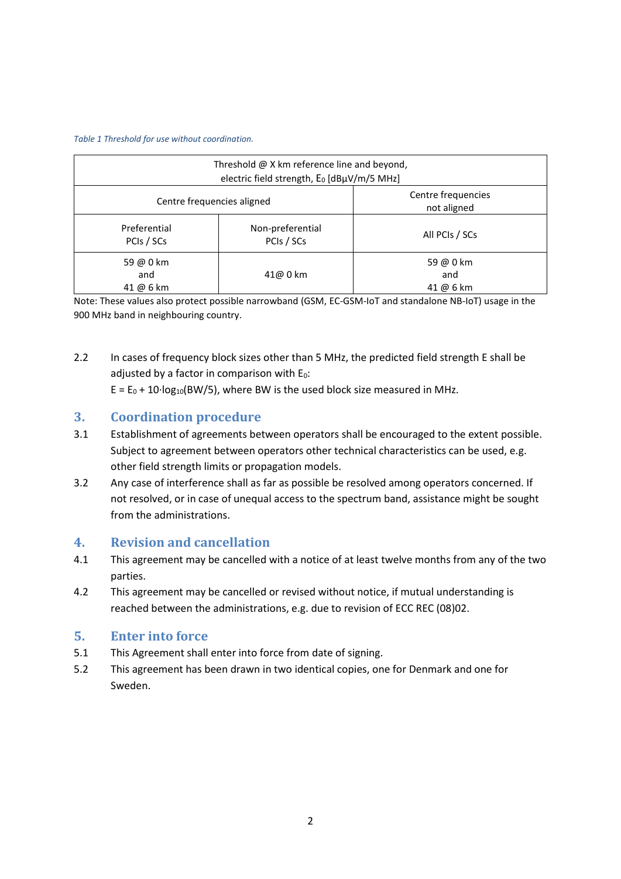*Table 1 Threshold for use without coordination.*

| Threshold @ X km reference line and beyond, electric field strength, $E_0$ [dBµV/m/5 MHz] | | |
|---|---|---|
| Centre frequencies aligned | | Centre frequencies not aligned |
| Preferential PCIs / SCs | Non-preferential PCIs / SCs | All PCIs / SCs |
| 59 @ 0 km and 41 @ 6 km | 41@ 0 km | 59 @ 0 km and 41 @ 6 km |

Note: These values also protect possible narrowband (GSM, EC-GSM-IoT and standalone NB-IoT) usage in the 900 MHz band in neighbouring country.

2.2 In cases of frequency block sizes other than 5 MHz, the predicted field strength E shall be adjusted by a factor in comparison with $E_0$:
$E = E_0 + 10 \cdot \log_{10}(BW/5)$, where BW is the used block size measured in MHz.

## 3. Coordination procedure

3.1 Establishment of agreements between operators shall be encouraged to the extent possible. Subject to agreement between operators other technical characteristics can be used, e.g. other field strength limits or propagation models.

3.2 Any case of interference shall as far as possible be resolved among operators concerned. If not resolved, or in case of unequal access to the spectrum band, assistance might be sought from the administrations.

## 4. Revision and cancellation

4.1 This agreement may be cancelled with a notice of at least twelve months from any of the two parties.

4.2 This agreement may be cancelled or revised without notice, if mutual understanding is reached between the administrations, e.g. due to revision of ECC REC (08)02.

## 5. Enter into force

5.1 This Agreement shall enter into force from date of signing.

5.2 This agreement has been drawn in two identical copies, one for Denmark and one for Sweden.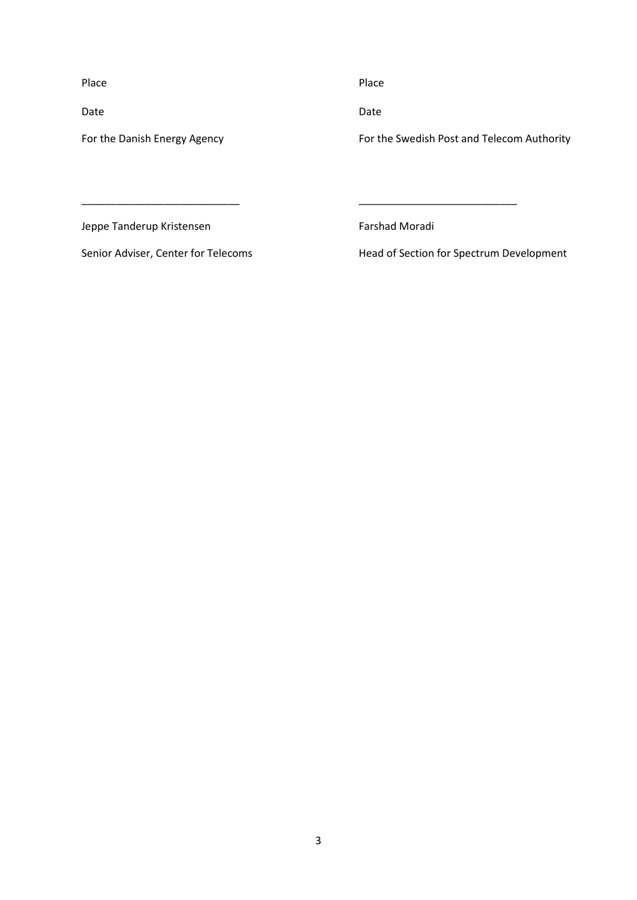Place

Date

For the Danish Energy Agency

\_\_\_\_\_\_\_\_\_\_\_\_\_\_\_\_\_\_\_\_\_\_\_\_\_\_\_

Jeppe Tanderup Kristensen

Senior Adviser, Center for Telecoms

Place

Date

For the Swedish Post and Telecom Authority

\_\_\_\_\_\_\_\_\_\_\_\_\_\_\_\_\_\_\_\_\_\_\_\_\_\_\_

Farshad Moradi

Head of Section for Spectrum Development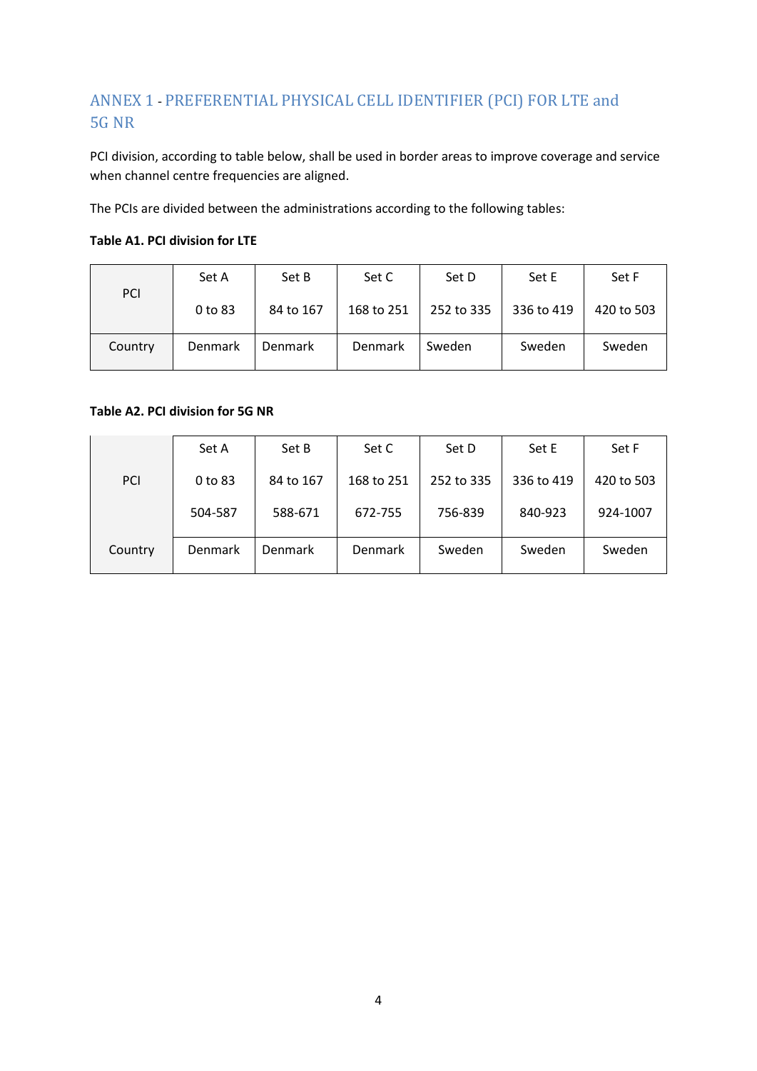## ANNEX 1 - PREFERENTIAL PHYSICAL CELL IDENTIFIER (PCI) FOR LTE and 5G NR

PCI division, according to table below, shall be used in border areas to improve coverage and service when channel centre frequencies are aligned.

The PCIs are divided between the administrations according to the following tables:

**Table A1. PCI division for LTE**

| PCI | Set A<br>0 to 83 | Set B<br>84 to 167 | Set C<br>168 to 251 | Set D<br>252 to 335 | Set E<br>336 to 419 | Set F<br>420 to 503 |
|---|---|---|---|---|---|---|
| Country | Denmark | Denmark | Denmark | Sweden | Sweden | Sweden |

**Table A2. PCI division for 5G NR**

| PCI | Set A<br>0 to 83<br>504-587 | Set B<br>84 to 167<br>588-671 | Set C<br>168 to 251<br>672-755 | Set D<br>252 to 335<br>756-839 | Set E<br>336 to 419<br>840-923 | Set F<br>420 to 503<br>924-1007 |
|---|---|---|---|---|---|---|
| Country | Denmark | Denmark | Denmark | Sweden | Sweden | Sweden |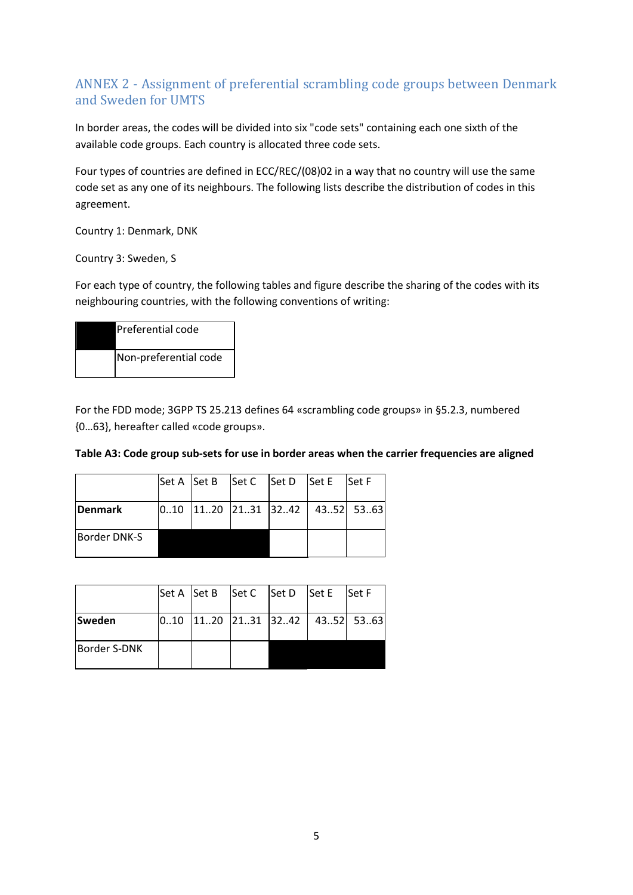## ANNEX 2 - Assignment of preferential scrambling code groups between Denmark and Sweden for UMTS

In border areas, the codes will be divided into six "code sets" containing each one sixth of the available code groups. Each country is allocated three code sets.

Four types of countries are defined in ECC/REC/(08)02 in a way that no country will use the same code set as any one of its neighbours. The following lists describe the distribution of codes in this agreement.

Country 1: Denmark, DNK

Country 3: Sweden, S

For each type of country, the following tables and figure describe the sharing of the codes with its neighbouring countries, with the following conventions of writing:

| | |
|---|---|
| ■ (black) | Preferential code |
| □ (white) | Non-preferential code |

For the FDD mode; 3GPP TS 25.213 defines 64 «scrambling code groups» in §5.2.3, numbered {0…63}, hereafter called «code groups».

**Table A3: Code group sub-sets for use in border areas when the carrier frequencies are aligned**

| | Set A | Set B | Set C | Set D | Set E | Set F |
|---|---|---|---|---|---|---|
| **Denmark** | 0..10 | 11..20 | 21..31 | 32..42 | 43..52 | 53..63 |
| Border DNK-S | ■ | ■ | ■ | | | |

| | Set A | Set B | Set C | Set D | Set E | Set F |
|---|---|---|---|---|---|---|
| **Sweden** | 0..10 | 11..20 | 21..31 | 32..42 | 43..52 | 53..63 |
| Border S-DNK | | | | ■ | ■ | ■ |